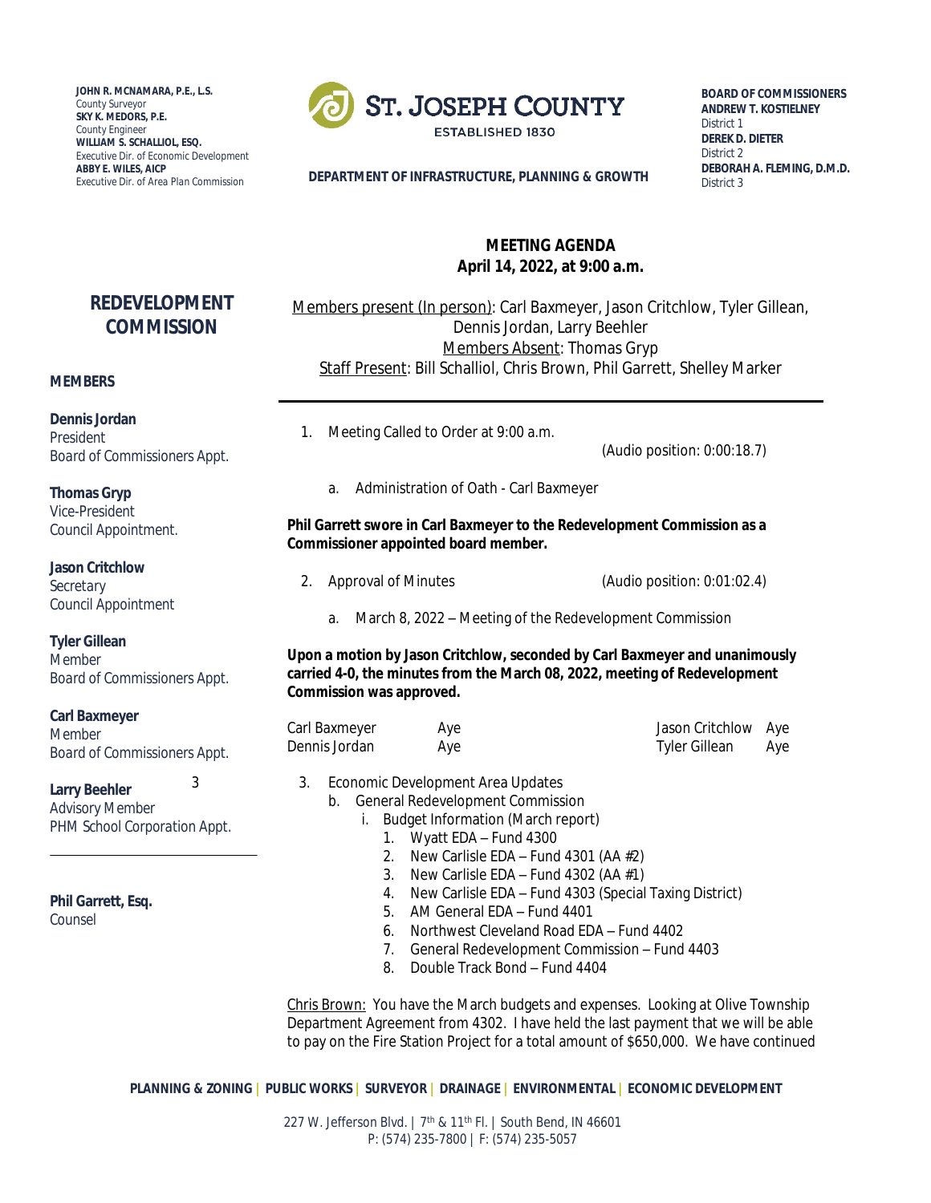**JOHN R. MCNAMARA, P.E., L.S.**
County Surveyor
**SKY K. MEDORS, P.E.**
County Engineer
**WILLIAM S. SCHALLIOL, ESQ.**
Executive Dir. of Economic Development
**ABBY E. WILES, AICP**
Executive Dir. of Area Plan Commission

**ST. JOSEPH COUNTY**
ESTABLISHED 1830

**DEPARTMENT OF INFRASTRUCTURE, PLANNING & GROWTH**

**BOARD OF COMMISSIONERS**
**ANDREW T. KOSTIELNEY**
District 1
**DEREK D. DIETER**
District 2
**DEBORAH A. FLEMING, D.M.D.**
District 3

## REDEVELOPMENT COMMISSION

**MEMBERS**

**Dennis Jordan**
President
Board of Commissioners Appt.

**Thomas Gryp**
Vice-President
Council Appointment.

**Jason Critchlow**
Secretary
Council Appointment

**Tyler Gillean**
Member
Board of Commissioners Appt.

**Carl Baxmeyer**
Member
Board of Commissioners Appt.

**Larry Beehler**
Advisory Member
PHM School Corporation Appt.

**Phil Garrett, Esq.**
Counsel

**MEETING AGENDA**
**April 14, 2022, at 9:00 a.m.**

Members present (In person): Carl Baxmeyer, Jason Critchlow, Tyler Gillean, Dennis Jordan, Larry Beehler
Members Absent: Thomas Gryp
Staff Present: Bill Schalliol, Chris Brown, Phil Garrett, Shelley Marker

1. Meeting Called to Order at 9:00 a.m. (Audio position: 0:00:18.7)

   a. Administration of Oath - Carl Baxmeyer

**Phil Garrett swore in Carl Baxmeyer to the Redevelopment Commission as a Commissioner appointed board member.**

2. Approval of Minutes (Audio position: 0:01:02.4)

   a. March 8, 2022 – Meeting of the Redevelopment Commission

**Upon a motion by Jason Critchlow, seconded by Carl Baxmeyer and unanimously carried 4-0, the minutes from the March 08, 2022, meeting of Redevelopment Commission was approved.**

| | | | |
|---|---|---|---|
| Carl Baxmeyer | Aye | Jason Critchlow | Aye |
| Dennis Jordan | Aye | Tyler Gillean | Aye |

3. Economic Development Area Updates
   b. General Redevelopment Commission
      i. Budget Information (March report)
         1. Wyatt EDA – Fund 4300
         2. New Carlisle EDA – Fund 4301 (AA #2)
         3. New Carlisle EDA – Fund 4302 (AA #1)
         4. New Carlisle EDA – Fund 4303 (Special Taxing District)
         5. AM General EDA – Fund 4401
         6. Northwest Cleveland Road EDA – Fund 4402
         7. General Redevelopment Commission – Fund 4403
         8. Double Track Bond – Fund 4404

Chris Brown: You have the March budgets and expenses. Looking at Olive Township Department Agreement from 4302. I have held the last payment that we will be able to pay on the Fire Station Project for a total amount of $650,000. We have continued

PLANNING & ZONING | PUBLIC WORKS | SURVEYOR | DRAINAGE | ENVIRONMENTAL | ECONOMIC DEVELOPMENT

227 W. Jefferson Blvd. | 7th & 11th Fl. | South Bend, IN 46601
P: (574) 235-7800 | F: (574) 235-5057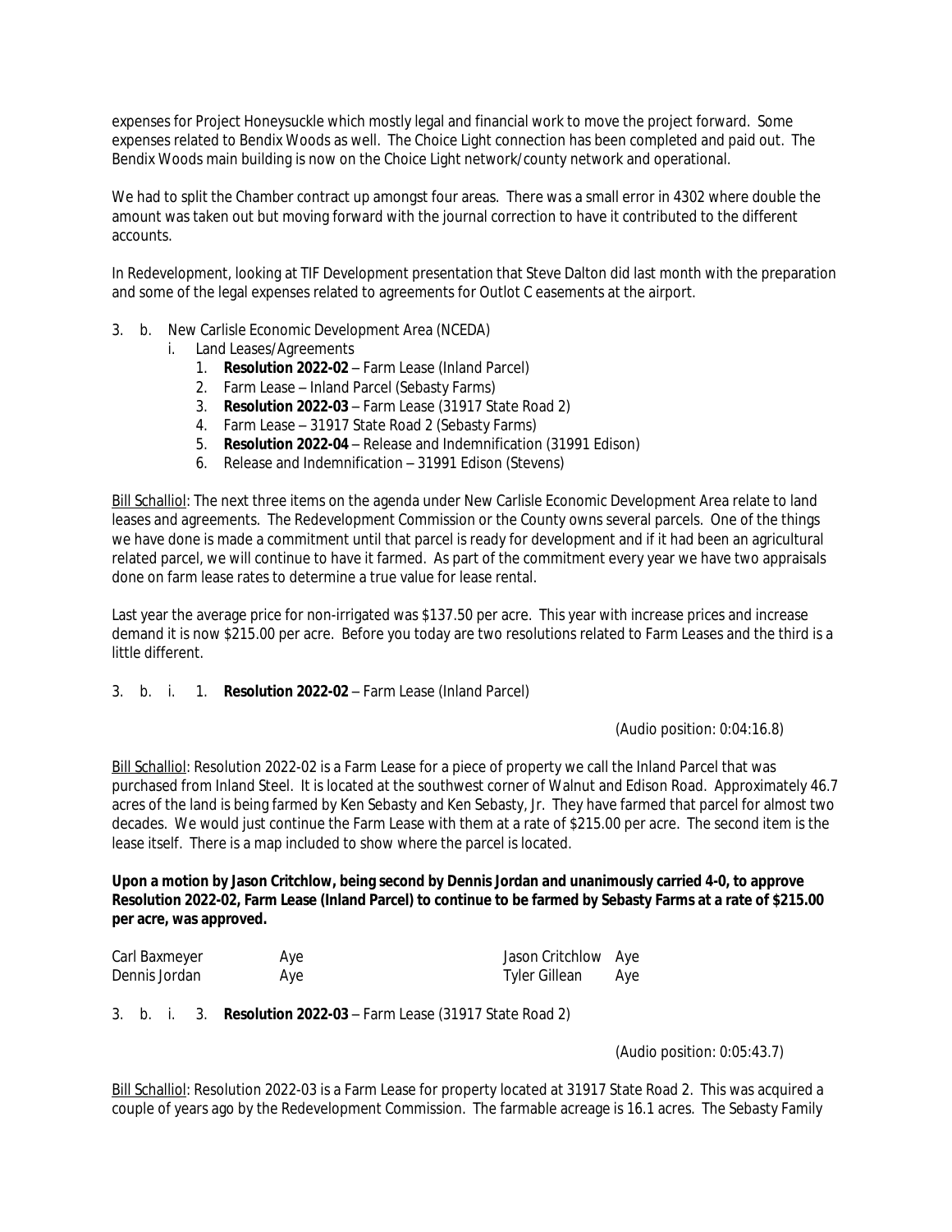expenses for Project Honeysuckle which mostly legal and financial work to move the project forward. Some expenses related to Bendix Woods as well. The Choice Light connection has been completed and paid out. The Bendix Woods main building is now on the Choice Light network/county network and operational.

We had to split the Chamber contract up amongst four areas. There was a small error in 4302 where double the amount was taken out but moving forward with the journal correction to have it contributed to the different accounts.

In Redevelopment, looking at TIF Development presentation that Steve Dalton did last month with the preparation and some of the legal expenses related to agreements for Outlot C easements at the airport.

3. b. New Carlisle Economic Development Area (NCEDA)
   i. Land Leases/Agreements
      1. **Resolution 2022-02** – Farm Lease (Inland Parcel)
      2. Farm Lease – Inland Parcel (Sebasty Farms)
      3. **Resolution 2022-03** – Farm Lease (31917 State Road 2)
      4. Farm Lease – 31917 State Road 2 (Sebasty Farms)
      5. **Resolution 2022-04** – Release and Indemnification (31991 Edison)
      6. Release and Indemnification – 31991 Edison (Stevens)

Bill Schalliol: The next three items on the agenda under New Carlisle Economic Development Area relate to land leases and agreements. The Redevelopment Commission or the County owns several parcels. One of the things we have done is made a commitment until that parcel is ready for development and if it had been an agricultural related parcel, we will continue to have it farmed. As part of the commitment every year we have two appraisals done on farm lease rates to determine a true value for lease rental.

Last year the average price for non-irrigated was $137.50 per acre. This year with increase prices and increase demand it is now $215.00 per acre. Before you today are two resolutions related to Farm Leases and the third is a little different.

3. b. i. 1. **Resolution 2022-02** – Farm Lease (Inland Parcel)

(Audio position: 0:04:16.8)

Bill Schalliol: Resolution 2022-02 is a Farm Lease for a piece of property we call the Inland Parcel that was purchased from Inland Steel. It is located at the southwest corner of Walnut and Edison Road. Approximately 46.7 acres of the land is being farmed by Ken Sebasty and Ken Sebasty, Jr. They have farmed that parcel for almost two decades. We would just continue the Farm Lease with them at a rate of $215.00 per acre. The second item is the lease itself. There is a map included to show where the parcel is located.

**Upon a motion by Jason Critchlow, being second by Dennis Jordan and unanimously carried 4-0, to approve Resolution 2022-02, Farm Lease (Inland Parcel) to continue to be farmed by Sebasty Farms at a rate of $215.00 per acre, was approved.**

| | | | |
|---|---|---|---|
| Carl Baxmeyer | Aye | Jason Critchlow | Aye |
| Dennis Jordan | Aye | Tyler Gillean | Aye |

3. b. i. 3. **Resolution 2022-03** – Farm Lease (31917 State Road 2)

(Audio position: 0:05:43.7)

Bill Schalliol: Resolution 2022-03 is a Farm Lease for property located at 31917 State Road 2. This was acquired a couple of years ago by the Redevelopment Commission. The farmable acreage is 16.1 acres. The Sebasty Family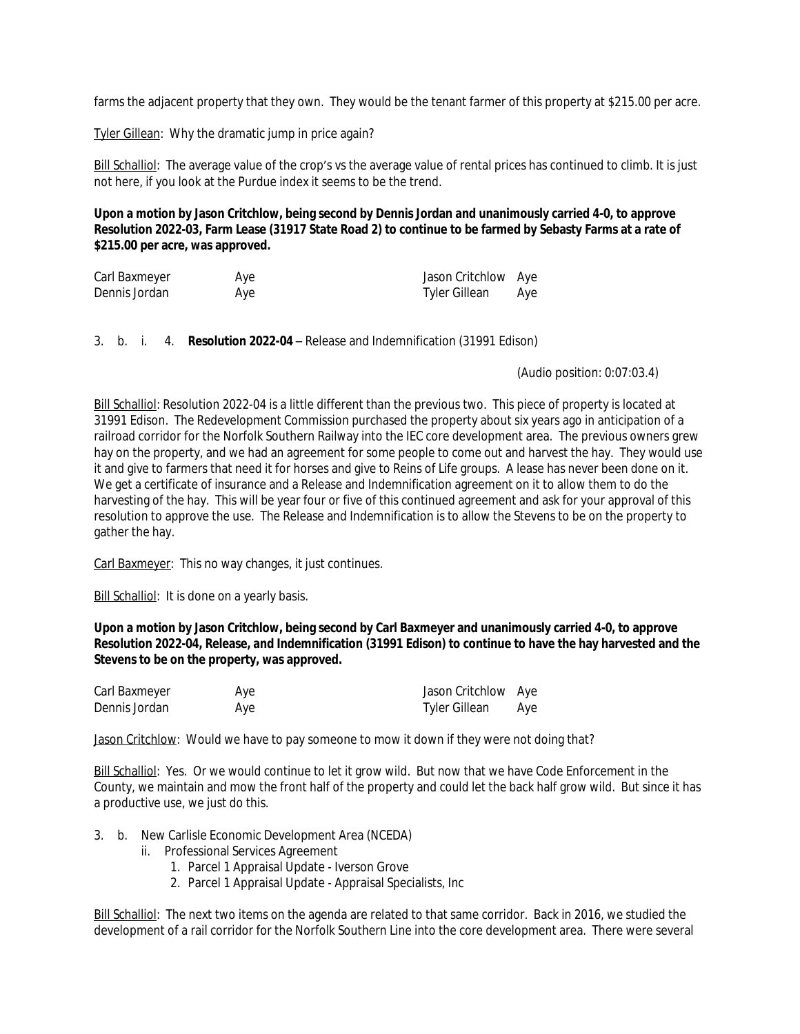farms the adjacent property that they own. They would be the tenant farmer of this property at $215.00 per acre.

Tyler Gillean: Why the dramatic jump in price again?

Bill Schalliol: The average value of the crop's vs the average value of rental prices has continued to climb. It is just not here, if you look at the Purdue index it seems to be the trend.

**Upon a motion by Jason Critchlow, being second by Dennis Jordan and unanimously carried 4-0, to approve Resolution 2022-03, Farm Lease (31917 State Road 2) to continue to be farmed by Sebasty Farms at a rate of $215.00 per acre, was approved.**

| | | | |
|---|---|---|---|
| Carl Baxmeyer | Aye | Jason Critchlow | Aye |
| Dennis Jordan | Aye | Tyler Gillean | Aye |

3. b. i. 4. **Resolution 2022-04** – Release and Indemnification (31991 Edison)

(Audio position: 0:07:03.4)

Bill Schalliol: Resolution 2022-04 is a little different than the previous two. This piece of property is located at 31991 Edison. The Redevelopment Commission purchased the property about six years ago in anticipation of a railroad corridor for the Norfolk Southern Railway into the IEC core development area. The previous owners grew hay on the property, and we had an agreement for some people to come out and harvest the hay. They would use it and give to farmers that need it for horses and give to Reins of Life groups. A lease has never been done on it. We get a certificate of insurance and a Release and Indemnification agreement on it to allow them to do the harvesting of the hay. This will be year four or five of this continued agreement and ask for your approval of this resolution to approve the use. The Release and Indemnification is to allow the Stevens to be on the property to gather the hay.

Carl Baxmeyer: This no way changes, it just continues.

Bill Schalliol: It is done on a yearly basis.

**Upon a motion by Jason Critchlow, being second by Carl Baxmeyer and unanimously carried 4-0, to approve Resolution 2022-04, Release, and Indemnification (31991 Edison) to continue to have the hay harvested and the Stevens to be on the property, was approved.**

| | | | |
|---|---|---|---|
| Carl Baxmeyer | Aye | Jason Critchlow | Aye |
| Dennis Jordan | Aye | Tyler Gillean | Aye |

Jason Critchlow: Would we have to pay someone to mow it down if they were not doing that?

Bill Schalliol: Yes. Or we would continue to let it grow wild. But now that we have Code Enforcement in the County, we maintain and mow the front half of the property and could let the back half grow wild. But since it has a productive use, we just do this.

3. b. New Carlisle Economic Development Area (NCEDA)
   - ii. Professional Services Agreement
     1. Parcel 1 Appraisal Update - Iverson Grove
     2. Parcel 1 Appraisal Update - Appraisal Specialists, Inc

Bill Schalliol: The next two items on the agenda are related to that same corridor. Back in 2016, we studied the development of a rail corridor for the Norfolk Southern Line into the core development area. There were several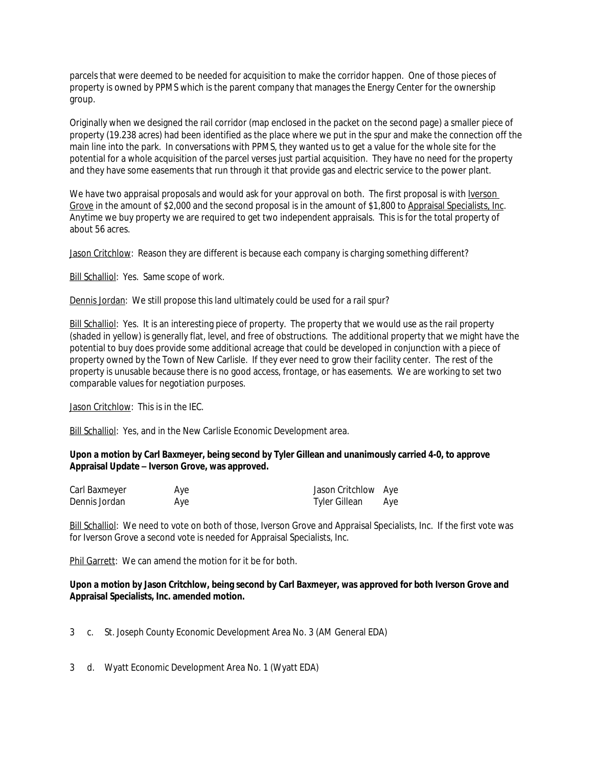parcels that were deemed to be needed for acquisition to make the corridor happen. One of those pieces of property is owned by PPMS which is the parent company that manages the Energy Center for the ownership group.

Originally when we designed the rail corridor (map enclosed in the packet on the second page) a smaller piece of property (19.238 acres) had been identified as the place where we put in the spur and make the connection off the main line into the park. In conversations with PPMS, they wanted us to get a value for the whole site for the potential for a whole acquisition of the parcel verses just partial acquisition. They have no need for the property and they have some easements that run through it that provide gas and electric service to the power plant.

We have two appraisal proposals and would ask for your approval on both. The first proposal is with Iverson Grove in the amount of $2,000 and the second proposal is in the amount of $1,800 to Appraisal Specialists, Inc. Anytime we buy property we are required to get two independent appraisals. This is for the total property of about 56 acres.

Jason Critchlow: Reason they are different is because each company is charging something different?

Bill Schalliol: Yes. Same scope of work.

Dennis Jordan: We still propose this land ultimately could be used for a rail spur?

Bill Schalliol: Yes. It is an interesting piece of property. The property that we would use as the rail property (shaded in yellow) is generally flat, level, and free of obstructions. The additional property that we might have the potential to buy does provide some additional acreage that could be developed in conjunction with a piece of property owned by the Town of New Carlisle. If they ever need to grow their facility center. The rest of the property is unusable because there is no good access, frontage, or has easements. We are working to set two comparable values for negotiation purposes.

Jason Critchlow: This is in the IEC.

Bill Schalliol: Yes, and in the New Carlisle Economic Development area.

**Upon a motion by Carl Baxmeyer, being second by Tyler Gillean and unanimously carried 4-0, to approve Appraisal Update – Iverson Grove, was approved.**

| | | | |
|---|---|---|---|
| Carl Baxmeyer | Aye | Jason Critchlow | Aye |
| Dennis Jordan | Aye | Tyler Gillean | Aye |

Bill Schalliol: We need to vote on both of those, Iverson Grove and Appraisal Specialists, Inc. If the first vote was for Iverson Grove a second vote is needed for Appraisal Specialists, Inc.

Phil Garrett: We can amend the motion for it be for both.

**Upon a motion by Jason Critchlow, being second by Carl Baxmeyer, was approved for both Iverson Grove and Appraisal Specialists, Inc. amended motion.**

3 c. St. Joseph County Economic Development Area No. 3 (AM General EDA)

3 d. Wyatt Economic Development Area No. 1 (Wyatt EDA)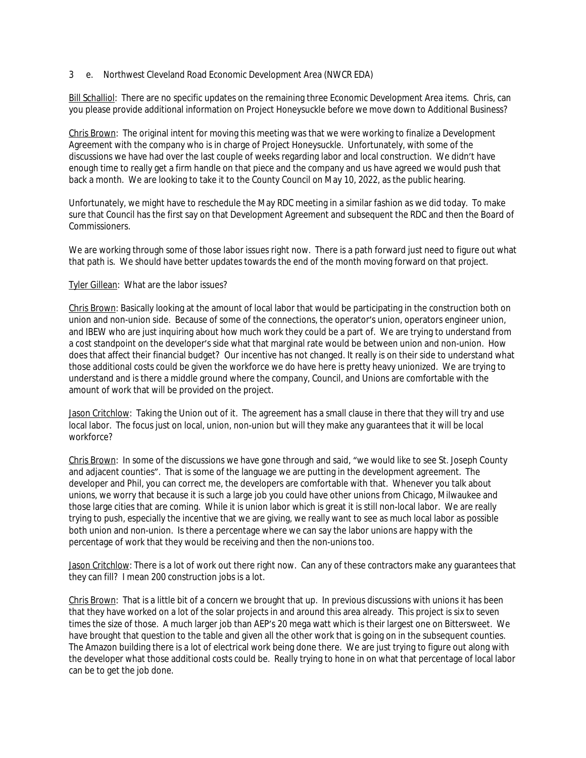3 e. Northwest Cleveland Road Economic Development Area (NWCR EDA)

Bill Schalliol: There are no specific updates on the remaining three Economic Development Area items. Chris, can you please provide additional information on Project Honeysuckle before we move down to Additional Business?

Chris Brown: The original intent for moving this meeting was that we were working to finalize a Development Agreement with the company who is in charge of Project Honeysuckle. Unfortunately, with some of the discussions we have had over the last couple of weeks regarding labor and local construction. We didn't have enough time to really get a firm handle on that piece and the company and us have agreed we would push that back a month. We are looking to take it to the County Council on May 10, 2022, as the public hearing.

Unfortunately, we might have to reschedule the May RDC meeting in a similar fashion as we did today. To make sure that Council has the first say on that Development Agreement and subsequent the RDC and then the Board of Commissioners.

We are working through some of those labor issues right now. There is a path forward just need to figure out what that path is. We should have better updates towards the end of the month moving forward on that project.

Tyler Gillean: What are the labor issues?

Chris Brown: Basically looking at the amount of local labor that would be participating in the construction both on union and non-union side. Because of some of the connections, the operator's union, operators engineer union, and IBEW who are just inquiring about how much work they could be a part of. We are trying to understand from a cost standpoint on the developer's side what that marginal rate would be between union and non-union. How does that affect their financial budget? Our incentive has not changed. It really is on their side to understand what those additional costs could be given the workforce we do have here is pretty heavy unionized. We are trying to understand and is there a middle ground where the company, Council, and Unions are comfortable with the amount of work that will be provided on the project.

Jason Critchlow: Taking the Union out of it. The agreement has a small clause in there that they will try and use local labor. The focus just on local, union, non-union but will they make any guarantees that it will be local workforce?

Chris Brown: In some of the discussions we have gone through and said, "we would like to see St. Joseph County and adjacent counties". That is some of the language we are putting in the development agreement. The developer and Phil, you can correct me, the developers are comfortable with that. Whenever you talk about unions, we worry that because it is such a large job you could have other unions from Chicago, Milwaukee and those large cities that are coming. While it is union labor which is great it is still non-local labor. We are really trying to push, especially the incentive that we are giving, we really want to see as much local labor as possible both union and non-union. Is there a percentage where we can say the labor unions are happy with the percentage of work that they would be receiving and then the non-unions too.

Jason Critchlow: There is a lot of work out there right now. Can any of these contractors make any guarantees that they can fill? I mean 200 construction jobs is a lot.

Chris Brown: That is a little bit of a concern we brought that up. In previous discussions with unions it has been that they have worked on a lot of the solar projects in and around this area already. This project is six to seven times the size of those. A much larger job than AEP's 20 mega watt which is their largest one on Bittersweet. We have brought that question to the table and given all the other work that is going on in the subsequent counties. The Amazon building there is a lot of electrical work being done there. We are just trying to figure out along with the developer what those additional costs could be. Really trying to hone in on what that percentage of local labor can be to get the job done.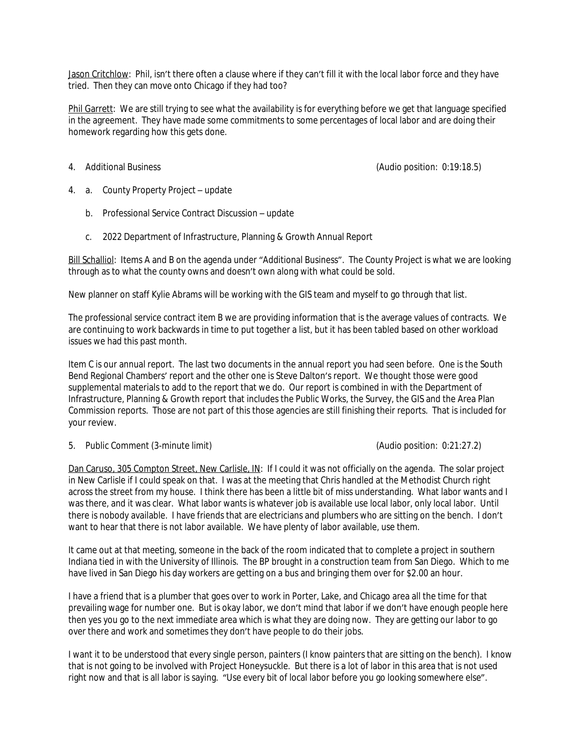<u>Jason Critchlow</u>: Phil, isn't there often a clause where if they can't fill it with the local labor force and they have tried. Then they can move onto Chicago if they had too?

<u>Phil Garrett</u>: We are still trying to see what the availability is for everything before we get that language specified in the agreement. They have made some commitments to some percentages of local labor and are doing their homework regarding how this gets done.

4. Additional Business (Audio position: 0:19:18.5)

4. a. County Property Project – update

   b. Professional Service Contract Discussion – update

   c. 2022 Department of Infrastructure, Planning & Growth Annual Report

<u>Bill Schalliol</u>: Items A and B on the agenda under "Additional Business". The County Project is what we are looking through as to what the county owns and doesn't own along with what could be sold.

New planner on staff Kylie Abrams will be working with the GIS team and myself to go through that list.

The professional service contract item B we are providing information that is the average values of contracts. We are continuing to work backwards in time to put together a list, but it has been tabled based on other workload issues we had this past month.

Item C is our annual report. The last two documents in the annual report you had seen before. One is the South Bend Regional Chambers' report and the other one is Steve Dalton's report. We thought those were good supplemental materials to add to the report that we do. Our report is combined in with the Department of Infrastructure, Planning & Growth report that includes the Public Works, the Survey, the GIS and the Area Plan Commission reports. Those are not part of this those agencies are still finishing their reports. That is included for your review.

5. Public Comment (3-minute limit) (Audio position: 0:21:27.2)

<u>Dan Caruso, 305 Compton Street, New Carlisle, IN</u>: If I could it was not officially on the agenda. The solar project in New Carlisle if I could speak on that. I was at the meeting that Chris handled at the Methodist Church right across the street from my house. I think there has been a little bit of miss understanding. What labor wants and I was there, and it was clear. What labor wants is whatever job is available use local labor, only local labor. Until there is nobody available. I have friends that are electricians and plumbers who are sitting on the bench. I don't want to hear that there is not labor available. We have plenty of labor available, use them.

It came out at that meeting, someone in the back of the room indicated that to complete a project in southern Indiana tied in with the University of Illinois. The BP brought in a construction team from San Diego. Which to me have lived in San Diego his day workers are getting on a bus and bringing them over for $2.00 an hour.

I have a friend that is a plumber that goes over to work in Porter, Lake, and Chicago area all the time for that prevailing wage for number one. But is okay labor, we don't mind that labor if we don't have enough people here then yes you go to the next immediate area which is what they are doing now. They are getting our labor to go over there and work and sometimes they don't have people to do their jobs.

I want it to be understood that every single person, painters (I know painters that are sitting on the bench). I know that is not going to be involved with Project Honeysuckle. But there is a lot of labor in this area that is not used right now and that is all labor is saying. "Use every bit of local labor before you go looking somewhere else".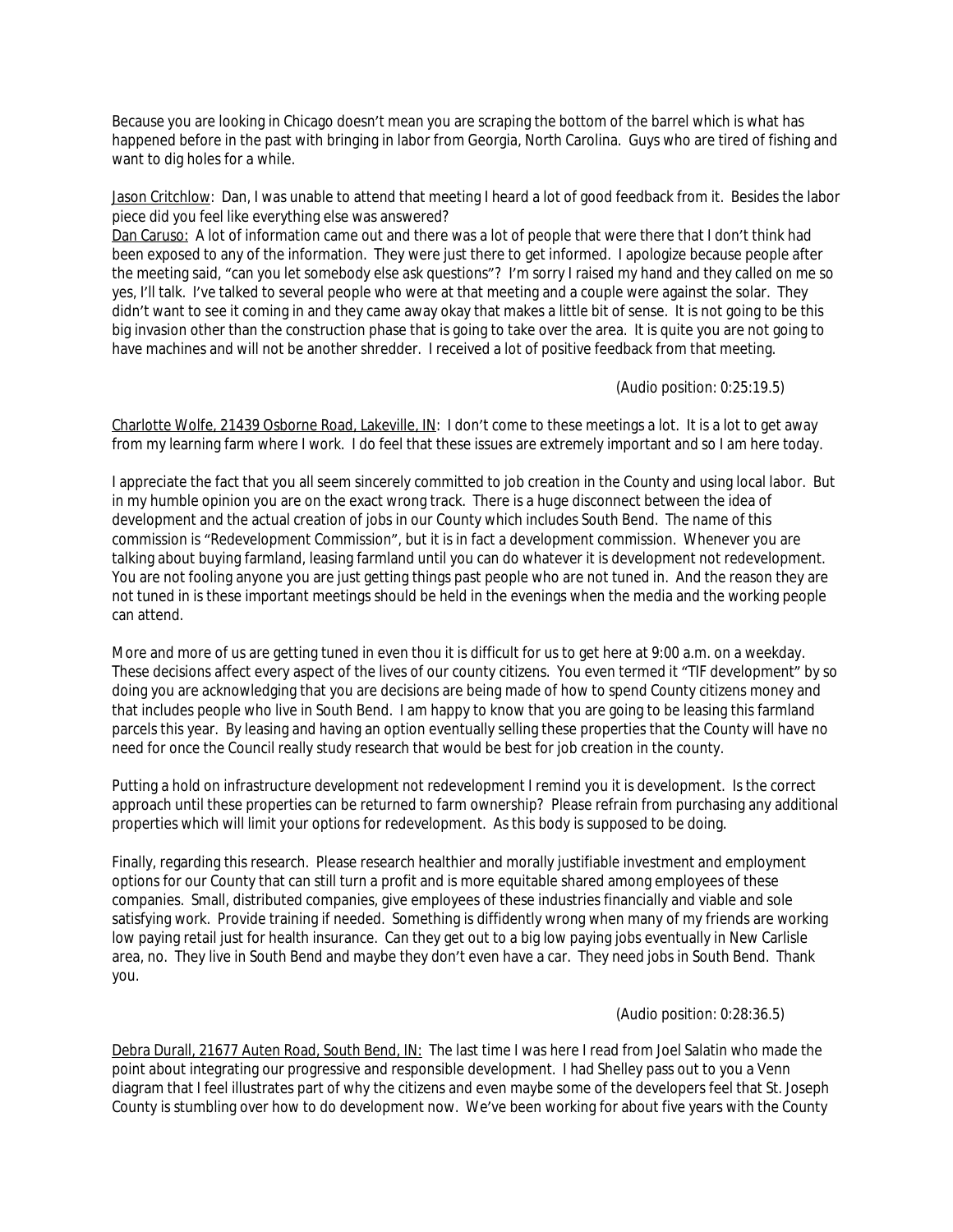Because you are looking in Chicago doesn't mean you are scraping the bottom of the barrel which is what has happened before in the past with bringing in labor from Georgia, North Carolina. Guys who are tired of fishing and want to dig holes for a while.

<u>Jason Critchlow</u>: Dan, I was unable to attend that meeting I heard a lot of good feedback from it. Besides the labor piece did you feel like everything else was answered?

<u>Dan Caruso:</u> A lot of information came out and there was a lot of people that were there that I don't think had been exposed to any of the information. They were just there to get informed. I apologize because people after the meeting said, "can you let somebody else ask questions"? I'm sorry I raised my hand and they called on me so yes, I'll talk. I've talked to several people who were at that meeting and a couple were against the solar. They didn't want to see it coming in and they came away okay that makes a little bit of sense. It is not going to be this big invasion other than the construction phase that is going to take over the area. It is quite you are not going to have machines and will not be another shredder. I received a lot of positive feedback from that meeting.

(Audio position: 0:25:19.5)

<u>Charlotte Wolfe, 21439 Osborne Road, Lakeville, IN</u>: I don't come to these meetings a lot. It is a lot to get away from my learning farm where I work. I do feel that these issues are extremely important and so I am here today.

I appreciate the fact that you all seem sincerely committed to job creation in the County and using local labor. But in my humble opinion you are on the exact wrong track. There is a huge disconnect between the idea of development and the actual creation of jobs in our County which includes South Bend. The name of this commission is "Redevelopment Commission", but it is in fact a development commission. Whenever you are talking about buying farmland, leasing farmland until you can do whatever it is development not redevelopment. You are not fooling anyone you are just getting things past people who are not tuned in. And the reason they are not tuned in is these important meetings should be held in the evenings when the media and the working people can attend.

More and more of us are getting tuned in even thou it is difficult for us to get here at 9:00 a.m. on a weekday. These decisions affect every aspect of the lives of our county citizens. You even termed it "TIF development" by so doing you are acknowledging that you are decisions are being made of how to spend County citizens money and that includes people who live in South Bend. I am happy to know that you are going to be leasing this farmland parcels this year. By leasing and having an option eventually selling these properties that the County will have no need for once the Council really study research that would be best for job creation in the county.

Putting a hold on infrastructure development not redevelopment I remind you it is development. Is the correct approach until these properties can be returned to farm ownership? Please refrain from purchasing any additional properties which will limit your options for redevelopment. As this body is supposed to be doing.

Finally, regarding this research. Please research healthier and morally justifiable investment and employment options for our County that can still turn a profit and is more equitable shared among employees of these companies. Small, distributed companies, give employees of these industries financially and viable and sole satisfying work. Provide training if needed. Something is diffidently wrong when many of my friends are working low paying retail just for health insurance. Can they get out to a big low paying jobs eventually in New Carlisle area, no. They live in South Bend and maybe they don't even have a car. They need jobs in South Bend. Thank you.

(Audio position: 0:28:36.5)

<u>Debra Durall, 21677 Auten Road, South Bend, IN:</u> The last time I was here I read from Joel Salatin who made the point about integrating our progressive and responsible development. I had Shelley pass out to you a Venn diagram that I feel illustrates part of why the citizens and even maybe some of the developers feel that St. Joseph County is stumbling over how to do development now. We've been working for about five years with the County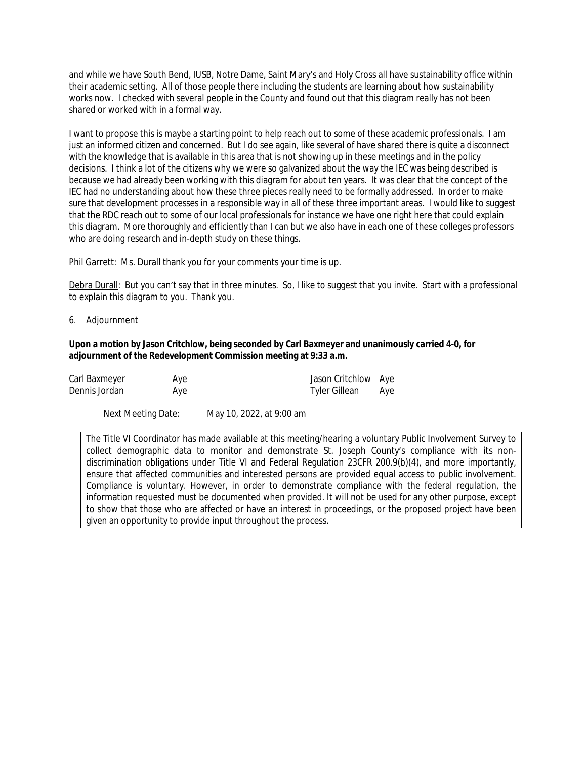and while we have South Bend, IUSB, Notre Dame, Saint Mary's and Holy Cross all have sustainability office within their academic setting. All of those people there including the students are learning about how sustainability works now. I checked with several people in the County and found out that this diagram really has not been shared or worked with in a formal way.

I want to propose this is maybe a starting point to help reach out to some of these academic professionals. I am just an informed citizen and concerned. But I do see again, like several of have shared there is quite a disconnect with the knowledge that is available in this area that is not showing up in these meetings and in the policy decisions. I think a lot of the citizens why we were so galvanized about the way the IEC was being described is because we had already been working with this diagram for about ten years. It was clear that the concept of the IEC had no understanding about how these three pieces really need to be formally addressed. In order to make sure that development processes in a responsible way in all of these three important areas. I would like to suggest that the RDC reach out to some of our local professionals for instance we have one right here that could explain this diagram. More thoroughly and efficiently than I can but we also have in each one of these colleges professors who are doing research and in-depth study on these things.

<u>Phil Garrett</u>: Ms. Durall thank you for your comments your time is up.

<u>Debra Durall</u>: But you can't say that in three minutes. So, I like to suggest that you invite. Start with a professional to explain this diagram to you. Thank you.

6. Adjournment

**Upon a motion by Jason Critchlow, being seconded by Carl Baxmeyer and unanimously carried 4-0, for adjournment of the Redevelopment Commission meeting at 9:33 a.m.**

| | | | |
|---|---|---|---|
| Carl Baxmeyer | Aye | Jason Critchlow | Aye |
| Dennis Jordan | Aye | Tyler Gillean | Aye |

Next Meeting Date: May 10, 2022, at 9:00 am

The Title VI Coordinator has made available at this meeting/hearing a voluntary Public Involvement Survey to collect demographic data to monitor and demonstrate St. Joseph County's compliance with its non-discrimination obligations under Title VI and Federal Regulation 23CFR 200.9(b)(4), and more importantly, ensure that affected communities and interested persons are provided equal access to public involvement. Compliance is voluntary. However, in order to demonstrate compliance with the federal regulation, the information requested must be documented when provided. It will not be used for any other purpose, except to show that those who are affected or have an interest in proceedings, or the proposed project have been given an opportunity to provide input throughout the process.